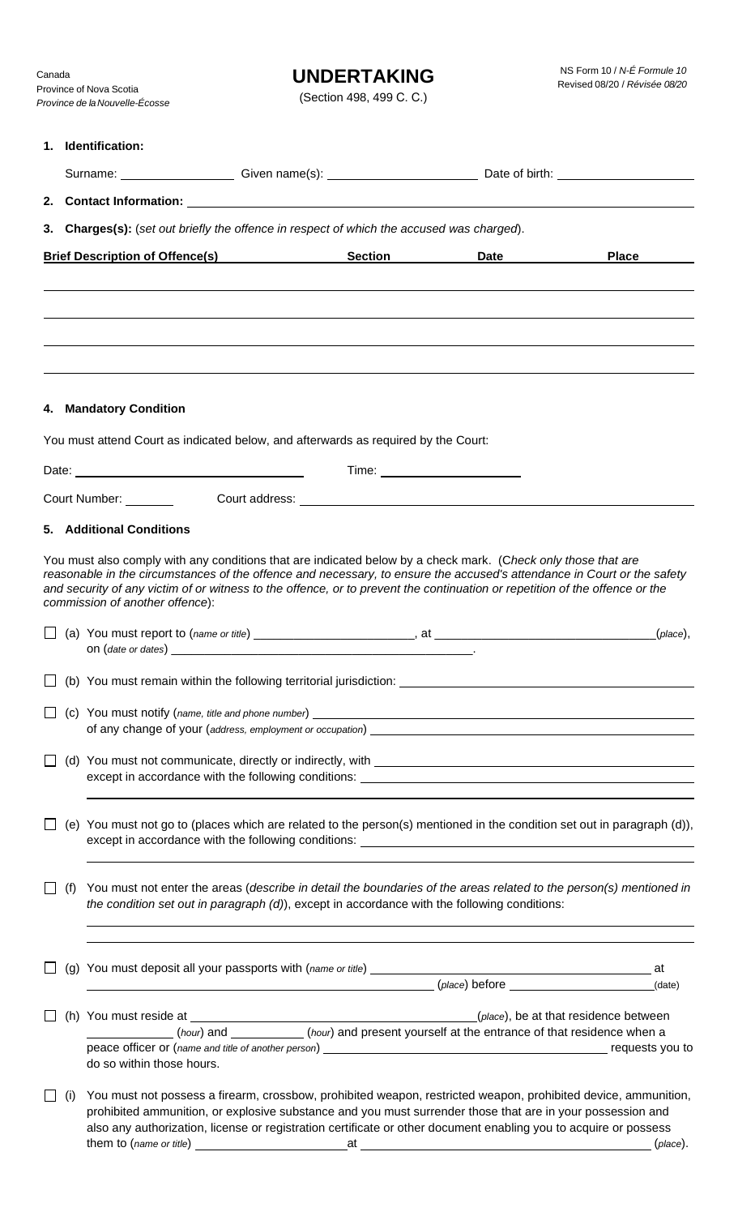Canada
Province of Nova Scotia
*Province de la Nouvelle-Écosse*

# UNDERTAKING

(Section 498, 499 C. C.)

NS Form 10 / *N-É Formule 10*
Revised 08/20 / *Révisée 08/20*

**1. Identification:**

Surname: ________________ Given name(s): ____________________ Date of birth: ____________________

**2. Contact Information:** ________________________________________________

**3. Charges(s):** (*set out briefly the offence in respect of which the accused was charged*).

| Brief Description of Offence(s) | Section | Date | Place |
|---|---|---|---|
| | | | |
| | | | |
| | | | |
| | | | |

**4. Mandatory Condition**

You must attend Court as indicated below, and afterwards as required by the Court:

Date: ______________________________ Time: ____________________

Court Number: _______ Court address: ________________________________________________

**5. Additional Conditions**

You must also comply with any conditions that are indicated below by a check mark. (*Check only those that are reasonable in the circumstances of the offence and necessary, to ensure the accused's attendance in Court or the safety and security of any victim of or witness to the offence, or to prevent the continuation or repetition of the offence or the commission of another offence*):

☐ (a) You must report to (*name or title*) ______________________, at ______________________________(*place*), on (*date or dates*) ____________________________________________.

☐ (b) You must remain within the following territorial jurisdiction: ________________________________________

☐ (c) You must notify (*name, title and phone number*) ________________________________________________ of any change of your (*address, employment or occupation*) ________________________________________

☐ (d) You must not communicate, directly or indirectly, with ________________________________________ except in accordance with the following conditions: ________________________________________

☐ (e) You must not go to (places which are related to the person(s) mentioned in the condition set out in paragraph (d)), except in accordance with the following conditions: ________________________________________

☐ (f) You must not enter the areas (*describe in detail the boundaries of the areas related to the person(s) mentioned in the condition set out in paragraph (d)*), except in accordance with the following conditions:

________________________________________________

☐ (g) You must deposit all your passports with (*name or title*) ________________________________________ at ________________________________________ (*place*) before ____________________(date)

☐ (h) You must reside at ________________________________________(*place*), be at that residence between ___________ (*hour*) and __________ (*hour*) and present yourself at the entrance of that residence when a peace officer or (*name and title of another person*) ________________________________________ requests you to do so within those hours.

☐ (i) You must not possess a firearm, crossbow, prohibited weapon, restricted weapon, prohibited device, ammunition, prohibited ammunition, or explosive substance and you must surrender those that are in your possession and also any authorization, license or registration certificate or other document enabling you to acquire or possess them to (*name or title*) ______________________ at ________________________________________ (*place*).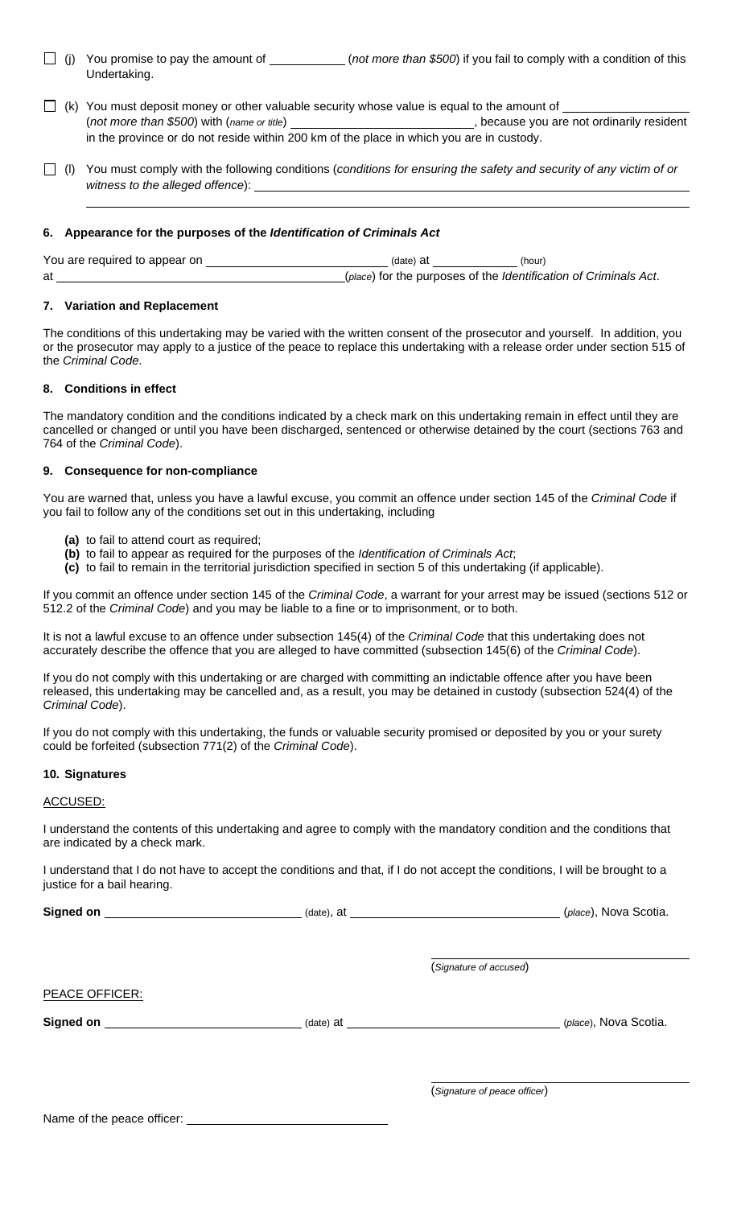☐ (j) You promise to pay the amount of __________ (*not more than $500*) if you fail to comply with a condition of this Undertaking.

☐ (k) You must deposit money or other valuable security whose value is equal to the amount of __________ (*not more than $500*) with (*name or title*) __________, because you are not ordinarily resident in the province or do not reside within 200 km of the place in which you are in custody.

☐ (l) You must comply with the following conditions (*conditions for ensuring the safety and security of any victim of or witness to the alleged offence*): __________

## 6. Appearance for the purposes of the *Identification of Criminals Act*

You are required to appear on __________ (date) at __________ (hour) at __________ (*place*) for the purposes of the *Identification of Criminals Act*.

## 7. Variation and Replacement

The conditions of this undertaking may be varied with the written consent of the prosecutor and yourself. In addition, you or the prosecutor may apply to a justice of the peace to replace this undertaking with a release order under section 515 of the *Criminal Code*.

## 8. Conditions in effect

The mandatory condition and the conditions indicated by a check mark on this undertaking remain in effect until they are cancelled or changed or until you have been discharged, sentenced or otherwise detained by the court (sections 763 and 764 of the *Criminal Code*).

## 9. Consequence for non-compliance

You are warned that, unless you have a lawful excuse, you commit an offence under section 145 of the *Criminal Code* if you fail to follow any of the conditions set out in this undertaking, including

- **(a)** to fail to attend court as required;
- **(b)** to fail to appear as required for the purposes of the *Identification of Criminals Act*;
- **(c)** to fail to remain in the territorial jurisdiction specified in section 5 of this undertaking (if applicable).

If you commit an offence under section 145 of the *Criminal Code*, a warrant for your arrest may be issued (sections 512 or 512.2 of the *Criminal Code*) and you may be liable to a fine or to imprisonment, or to both.

It is not a lawful excuse to an offence under subsection 145(4) of the *Criminal Code* that this undertaking does not accurately describe the offence that you are alleged to have committed (subsection 145(6) of the *Criminal Code*).

If you do not comply with this undertaking or are charged with committing an indictable offence after you have been released, this undertaking may be cancelled and, as a result, you may be detained in custody (subsection 524(4) of the *Criminal Code*).

If you do not comply with this undertaking, the funds or valuable security promised or deposited by you or your surety could be forfeited (subsection 771(2) of the *Criminal Code*).

## 10. Signatures

ACCUSED:

I understand the contents of this undertaking and agree to comply with the mandatory condition and the conditions that are indicated by a check mark.

I understand that I do not have to accept the conditions and that, if I do not accept the conditions, I will be brought to a justice for a bail hearing.

**Signed on** __________ (date), at __________ (*place*), Nova Scotia.

__________
(*Signature of accused*)

PEACE OFFICER:

**Signed on** __________ (date) at __________ (*place*), Nova Scotia.

__________
(*Signature of peace officer*)

Name of the peace officer: __________